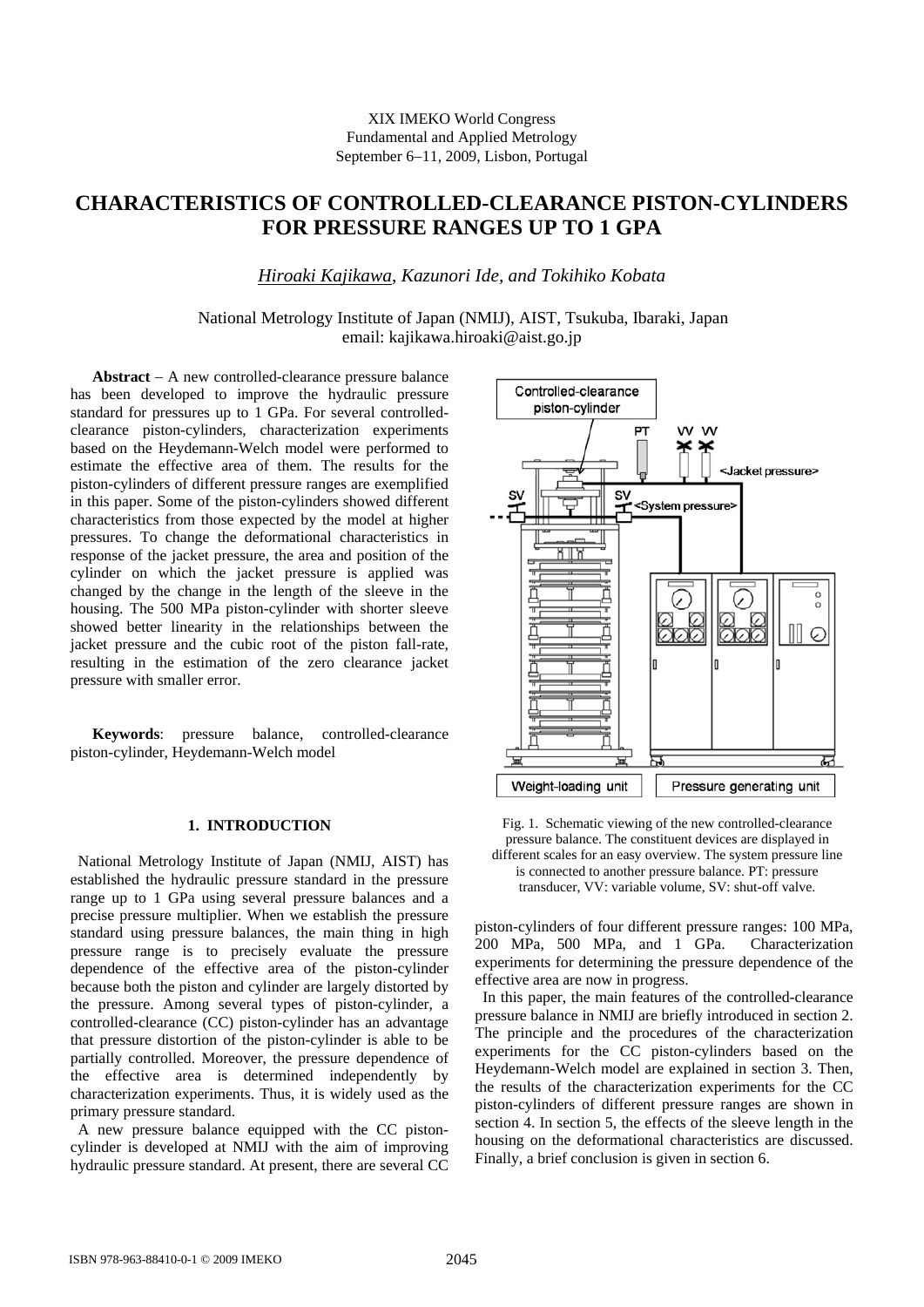XIX IMEKO World Congress
Fundamental and Applied Metrology
September 6–11, 2009, Lisbon, Portugal

# CHARACTERISTICS OF CONTROLLED-CLEARANCE PISTON-CYLINDERS FOR PRESSURE RANGES UP TO 1 GPA

*Hiroaki Kajikawa, Kazunori Ide, and Tokihiko Kobata*

National Metrology Institute of Japan (NMIJ), AIST, Tsukuba, Ibaraki, Japan
email: kajikawa.hiroaki@aist.go.jp

**Abstract** – A new controlled-clearance pressure balance has been developed to improve the hydraulic pressure standard for pressures up to 1 GPa. For several controlled-clearance piston-cylinders, characterization experiments based on the Heydemann-Welch model were performed to estimate the effective area of them. The results for the piston-cylinders of different pressure ranges are exemplified in this paper. Some of the piston-cylinders showed different characteristics from those expected by the model at higher pressures. To change the deformational characteristics in response of the jacket pressure, the area and position of the cylinder on which the jacket pressure is applied was changed by the change in the length of the sleeve in the housing. The 500 MPa piston-cylinder with shorter sleeve showed better linearity in the relationships between the jacket pressure and the cubic root of the piston fall-rate, resulting in the estimation of the zero clearance jacket pressure with smaller error.

**Keywords**: pressure balance, controlled-clearance piston-cylinder, Heydemann-Welch model

## 1. INTRODUCTION

National Metrology Institute of Japan (NMIJ, AIST) has established the hydraulic pressure standard in the pressure range up to 1 GPa using several pressure balances and a precise pressure multiplier. When we establish the pressure standard using pressure balances, the main thing in high pressure range is to precisely evaluate the pressure dependence of the effective area of the piston-cylinder because both the piston and cylinder are largely distorted by the pressure. Among several types of piston-cylinder, a controlled-clearance (CC) piston-cylinder has an advantage that pressure distortion of the piston-cylinder is able to be partially controlled. Moreover, the pressure dependence of the effective area is determined independently by characterization experiments. Thus, it is widely used as the primary pressure standard.

A new pressure balance equipped with the CC piston-cylinder is developed at NMIJ with the aim of improving hydraulic pressure standard. At present, there are several CC piston-cylinders of four different pressure ranges: 100 MPa, 200 MPa, 500 MPa, and 1 GPa. Characterization experiments for determining the pressure dependence of the effective area are now in progress.

Fig. 1. Schematic viewing of the new controlled-clearance pressure balance. The constituent devices are displayed in different scales for an easy overview. The system pressure line is connected to another pressure balance. PT: pressure transducer, VV: variable volume, SV: shut-off valve.

In this paper, the main features of the controlled-clearance pressure balance in NMIJ are briefly introduced in section 2. The principle and the procedures of the characterization experiments for the CC piston-cylinders based on the Heydemann-Welch model are explained in section 3. Then, the results of the characterization experiments for the CC piston-cylinders of different pressure ranges are shown in section 4. In section 5, the effects of the sleeve length in the housing on the deformational characteristics are discussed. Finally, a brief conclusion is given in section 6.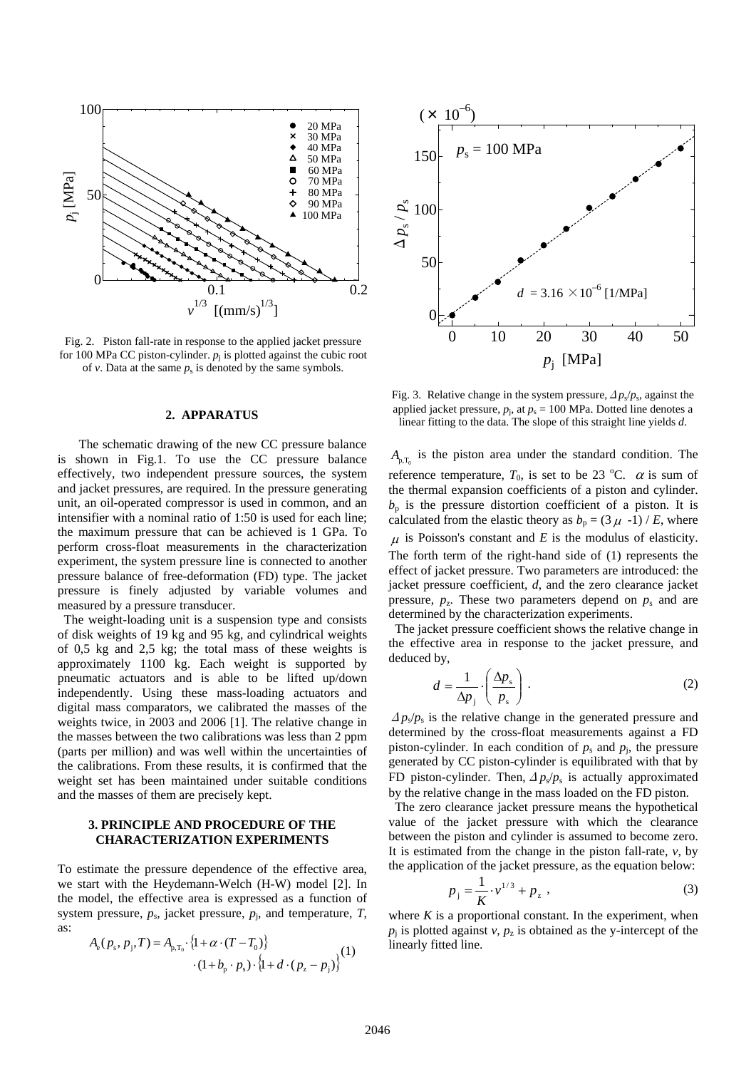Fig. 2. Piston fall-rate in response to the applied jacket pressure for 100 MPa CC piston-cylinder. $p_j$ is plotted against the cubic root of $v$. Data at the same $p_s$ is denoted by the same symbols.

Fig. 3. Relative change in the system pressure, $\Delta p_s/p_s$, against the applied jacket pressure, $p_j$, at $p_s$ = 100 MPa. Dotted line denotes a linear fitting to the data. The slope of this straight line yields $d$.

## 2. APPARATUS

The schematic drawing of the new CC pressure balance is shown in Fig.1. To use the CC pressure balance effectively, two independent pressure sources, the system and jacket pressures, are required. In the pressure generating unit, an oil-operated compressor is used in common, and an intensifier with a nominal ratio of 1:50 is used for each line; the maximum pressure that can be achieved is 1 GPa. To perform cross-float measurements in the characterization experiment, the system pressure line is connected to another pressure balance of free-deformation (FD) type. The jacket pressure is finely adjusted by variable volumes and measured by a pressure transducer.

The weight-loading unit is a suspension type and consists of disk weights of 19 kg and 95 kg, and cylindrical weights of 0,5 kg and 2,5 kg; the total mass of these weights is approximately 1100 kg. Each weight is supported by pneumatic actuators and is able to be lifted up/down independently. Using these mass-loading actuators and digital mass comparators, we calibrated the masses of the weights twice, in 2003 and 2006 [1]. The relative change in the masses between the two calibrations was less than 2 ppm (parts per million) and was well within the uncertainties of the calibrations. From these results, it is confirmed that the weight set has been maintained under suitable conditions and the masses of them are precisely kept.

## 3. PRINCIPLE AND PROCEDURE OF THE CHARACTERIZATION EXPERIMENTS

To estimate the pressure dependence of the effective area, we start with the Heydemann-Welch (H-W) model [2]. In the model, the effective area is expressed as a function of system pressure, $p_s$, jacket pressure, $p_j$, and temperature, $T$, as:

$$A_e(p_s, p_j, T) = A_{p,T_0} \cdot \{1 + \alpha \cdot (T - T_0)\} \cdot (1 + b_p \cdot p_s) \cdot \{1 + d \cdot (p_z - p_j)\} \quad (1)$$

$A_{p,T_0}$ is the piston area under the standard condition. The reference temperature, $T_0$, is set to be 23 °C. $\alpha$ is sum of the thermal expansion coefficients of a piston and cylinder. $b_p$ is the pressure distortion coefficient of a piston. It is calculated from the elastic theory as $b_p = (3\mu - 1) / E$, where $\mu$ is Poisson's constant and $E$ is the modulus of elasticity. The forth term of the right-hand side of (1) represents the effect of jacket pressure. Two parameters are introduced: the jacket pressure coefficient, $d$, and the zero clearance jacket pressure, $p_z$. These two parameters depend on $p_s$ and are determined by the characterization experiments.

The jacket pressure coefficient shows the relative change in the effective area in response to the jacket pressure, and deduced by,

$$d = \frac{1}{\Delta p_j} \cdot \left( \frac{\Delta p_s}{p_s} \right) . \quad (2)$$

$\Delta p_s/p_s$ is the relative change in the generated pressure and determined by the cross-float measurements against a FD piston-cylinder. In each condition of $p_s$ and $p_j$, the pressure generated by CC piston-cylinder is equilibrated with that by FD piston-cylinder. Then, $\Delta p_s/p_s$ is actually approximated by the relative change in the mass loaded on the FD piston.

The zero clearance jacket pressure means the hypothetical value of the jacket pressure with which the clearance between the piston and cylinder is assumed to become zero. It is estimated from the change in the piston fall-rate, $v$, by the application of the jacket pressure, as the equation below:

$$p_j = \frac{1}{K} \cdot v^{1/3} + p_z , \quad (3)$$

where $K$ is a proportional constant. In the experiment, when $p_j$ is plotted against $v$, $p_z$ is obtained as the y-intercept of the linearly fitted line.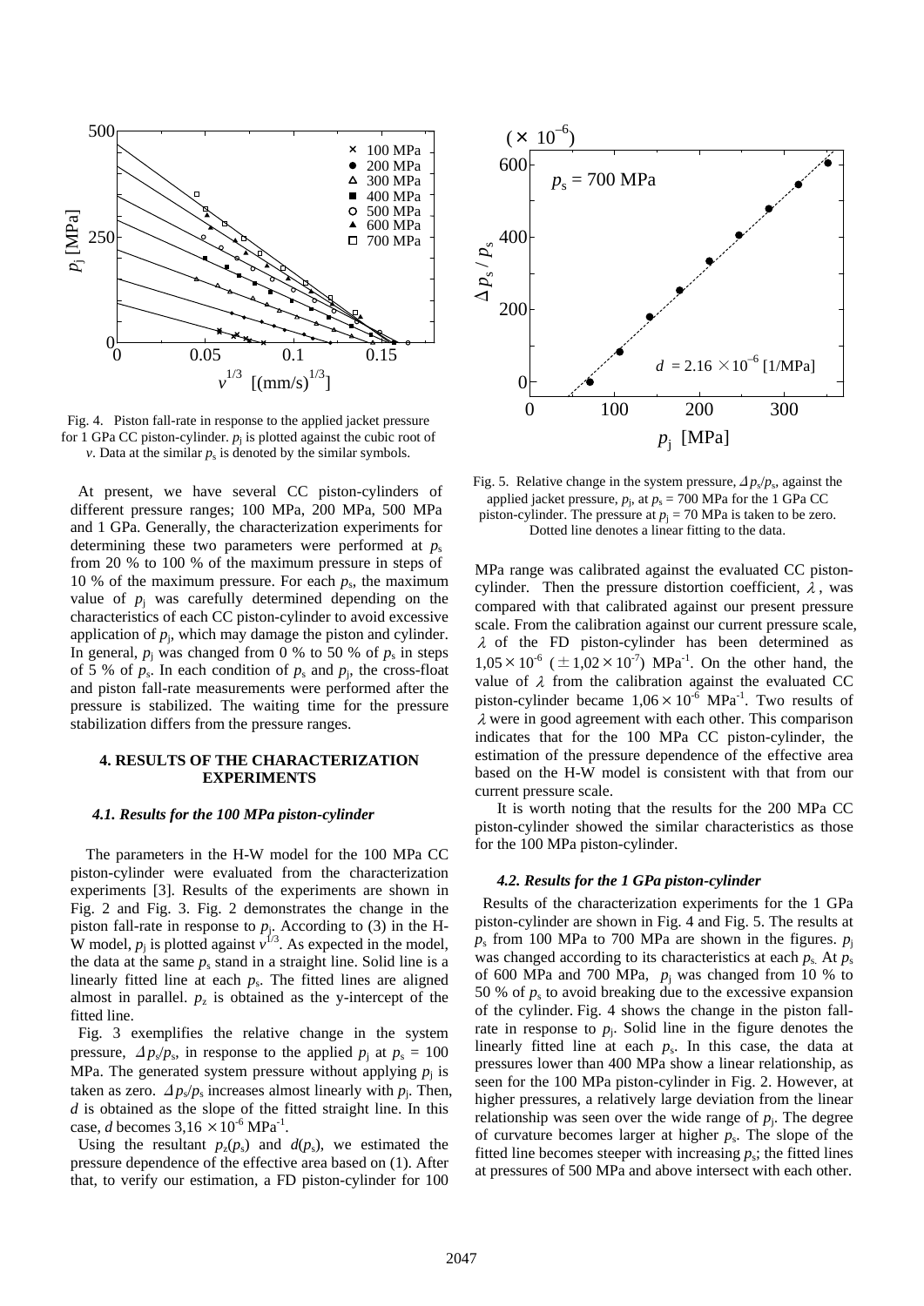Fig. 4. Piston fall-rate in response to the applied jacket pressure for 1 GPa CC piston-cylinder. $p_j$ is plotted against the cubic root of $v$. Data at the similar $p_s$ is denoted by the similar symbols.

Fig. 5. Relative change in the system pressure, $\Delta p_s/p_s$, against the applied jacket pressure, $p_j$, at $p_s$ = 700 MPa for the 1 GPa CC piston-cylinder. The pressure at $p_j$ = 70 MPa is taken to be zero. Dotted line denotes a linear fitting to the data.

At present, we have several CC piston-cylinders of different pressure ranges; 100 MPa, 200 MPa, 500 MPa and 1 GPa. Generally, the characterization experiments for determining these two parameters were performed at $p_s$ from 20 % to 100 % of the maximum pressure in steps of 10 % of the maximum pressure. For each $p_s$, the maximum value of $p_j$ was carefully determined depending on the characteristics of each CC piston-cylinder to avoid excessive application of $p_j$, which may damage the piston and cylinder. In general, $p_j$ was changed from 0 % to 50 % of $p_s$ in steps of 5 % of $p_s$. In each condition of $p_s$ and $p_j$, the cross-float and piston fall-rate measurements were performed after the pressure is stabilized. The waiting time for the pressure stabilization differs from the pressure ranges.

## 4. RESULTS OF THE CHARACTERIZATION EXPERIMENTS

### *4.1. Results for the 100 MPa piston-cylinder*

The parameters in the H-W model for the 100 MPa CC piston-cylinder were evaluated from the characterization experiments [3]. Results of the experiments are shown in Fig. 2 and Fig. 3. Fig. 2 demonstrates the change in the piston fall-rate in response to $p_j$. According to (3) in the H-W model, $p_j$ is plotted against $v^{1/3}$. As expected in the model, the data at the same $p_s$ stand in a straight line. Solid line is a linearly fitted line at each $p_s$. The fitted lines are aligned almost in parallel. $p_z$ is obtained as the y-intercept of the fitted line.

Fig. 3 exemplifies the relative change in the system pressure, $\Delta p_s/p_s$, in response to the applied $p_j$ at $p_s$ = 100 MPa. The generated system pressure without applying $p_j$ is taken as zero. $\Delta p_s/p_s$ increases almost linearly with $p_j$. Then, $d$ is obtained as the slope of the fitted straight line. In this case, $d$ becomes $3{,}16 \times 10^{-6}$ MPa$^{-1}$.

Using the resultant $p_z(p_s)$ and $d(p_s)$, we estimated the pressure dependence of the effective area based on (1). After that, to verify our estimation, a FD piston-cylinder for 100 MPa range was calibrated against the evaluated CC piston-cylinder. Then the pressure distortion coefficient, $\lambda$, was compared with that calibrated against our present pressure scale. From the calibration against our current pressure scale, $\lambda$ of the FD piston-cylinder has been determined as $1{,}05 \times 10^{-6}$ ($\pm 1{,}02 \times 10^{-7}$) MPa$^{-1}$. On the other hand, the value of $\lambda$ from the calibration against the evaluated CC piston-cylinder became $1{,}06 \times 10^{-6}$ MPa$^{-1}$. Two results of $\lambda$ were in good agreement with each other. This comparison indicates that for the 100 MPa CC piston-cylinder, the estimation of the pressure dependence of the effective area based on the H-W model is consistent with that from our current pressure scale.

It is worth noting that the results for the 200 MPa CC piston-cylinder showed the similar characteristics as those for the 100 MPa piston-cylinder.

### *4.2. Results for the 1 GPa piston-cylinder*

Results of the characterization experiments for the 1 GPa piston-cylinder are shown in Fig. 4 and Fig. 5. The results at $p_s$ from 100 MPa to 700 MPa are shown in the figures. $p_j$ was changed according to its characteristics at each $p_s$. At $p_s$ of 600 MPa and 700 MPa, $p_j$ was changed from 10 % to 50 % of $p_s$ to avoid breaking due to the excessive expansion of the cylinder. Fig. 4 shows the change in the piston fall-rate in response to $p_j$. Solid line in the figure denotes the linearly fitted line at each $p_s$. In this case, the data at pressures lower than 400 MPa show a linear relationship, as seen for the 100 MPa piston-cylinder in Fig. 2. However, at higher pressures, a relatively large deviation from the linear relationship was seen over the wide range of $p_j$. The degree of curvature becomes larger at higher $p_s$. The slope of the fitted line becomes steeper with increasing $p_s$; the fitted lines at pressures of 500 MPa and above intersect with each other.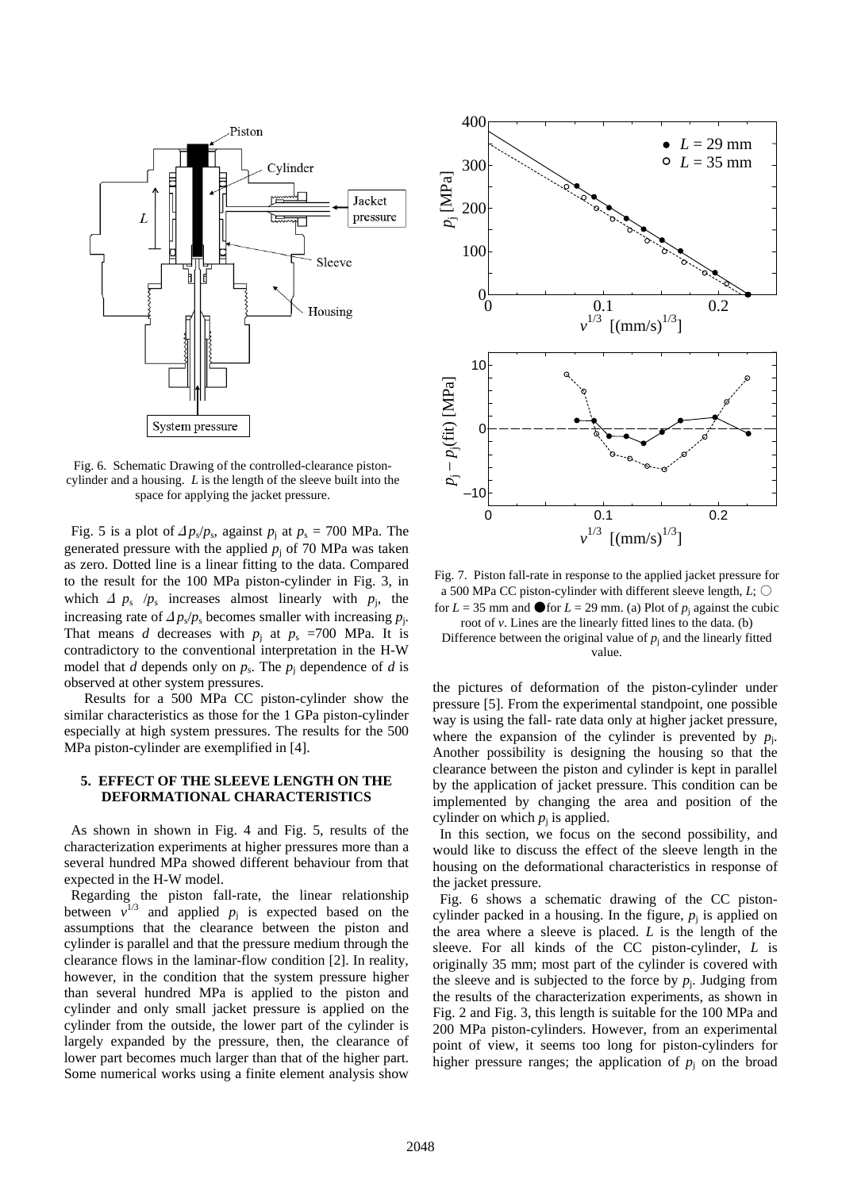Fig. 6. Schematic Drawing of the controlled-clearance piston-cylinder and a housing. $L$ is the length of the sleeve built into the space for applying the jacket pressure.

Fig. 5 is a plot of $\Delta p_s/p_s$, against $p_j$ at $p_s$ = 700 MPa. The generated pressure with the applied $p_j$ of 70 MPa was taken as zero. Dotted line is a linear fitting to the data. Compared to the result for the 100 MPa piston-cylinder in Fig. 3, in which $\Delta p_s/p_s$ increases almost linearly with $p_j$, the increasing rate of $\Delta p_s/p_s$ becomes smaller with increasing $p_j$. That means $d$ decreases with $p_j$ at $p_s$ =700 MPa. It is contradictory to the conventional interpretation in the H-W model that $d$ depends only on $p_s$. The $p_j$ dependence of $d$ is observed at other system pressures.

Results for a 500 MPa CC piston-cylinder show the similar characteristics as those for the 1 GPa piston-cylinder especially at high system pressures. The results for the 500 MPa piston-cylinder are exemplified in [4].

## 5. EFFECT OF THE SLEEVE LENGTH ON THE DEFORMATIONAL CHARACTERISTICS

As shown in shown in Fig. 4 and Fig. 5, results of the characterization experiments at higher pressures more than a several hundred MPa showed different behaviour from that expected in the H-W model.

Regarding the piston fall-rate, the linear relationship between $v^{1/3}$ and applied $p_j$ is expected based on the assumptions that the clearance between the piston and cylinder is parallel and that the pressure medium through the clearance flows in the laminar-flow condition [2]. In reality, however, in the condition that the system pressure higher than several hundred MPa is applied to the piston and cylinder and only small jacket pressure is applied on the cylinder from the outside, the lower part of the cylinder is largely expanded by the pressure, then, the clearance of lower part becomes much larger than that of the higher part. Some numerical works using a finite element analysis show the pictures of deformation of the piston-cylinder under pressure [5]. From the experimental standpoint, one possible way is using the fall- rate data only at higher jacket pressure, where the expansion of the cylinder is prevented by $p_j$. Another possibility is designing the housing so that the clearance between the piston and cylinder is kept in parallel by the application of jacket pressure. This condition can be implemented by changing the area and position of the cylinder on which $p_j$ is applied.

In this section, we focus on the second possibility, and would like to discuss the effect of the sleeve length in the housing on the deformational characteristics in response of the jacket pressure.

Fig. 6 shows a schematic drawing of the CC piston-cylinder packed in a housing. In the figure, $p_j$ is applied on the area where a sleeve is placed. $L$ is the length of the sleeve. For all kinds of the CC piston-cylinder, $L$ is originally 35 mm; most part of the cylinder is covered with the sleeve and is subjected to the force by $p_j$. Judging from the results of the characterization experiments, as shown in Fig. 2 and Fig. 3, this length is suitable for the 100 MPa and 200 MPa piston-cylinders. However, from an experimental point of view, it seems too long for piston-cylinders for higher pressure ranges; the application of $p_j$ on the broad

Fig. 7. Piston fall-rate in response to the applied jacket pressure for a 500 MPa CC piston-cylinder with different sleeve length, $L$; ○ for $L$ = 35 mm and ● for $L$ = 29 mm. (a) Plot of $p_j$ against the cubic root of $v$. Lines are the linearly fitted lines to the data. (b) Difference between the original value of $p_j$ and the linearly fitted value.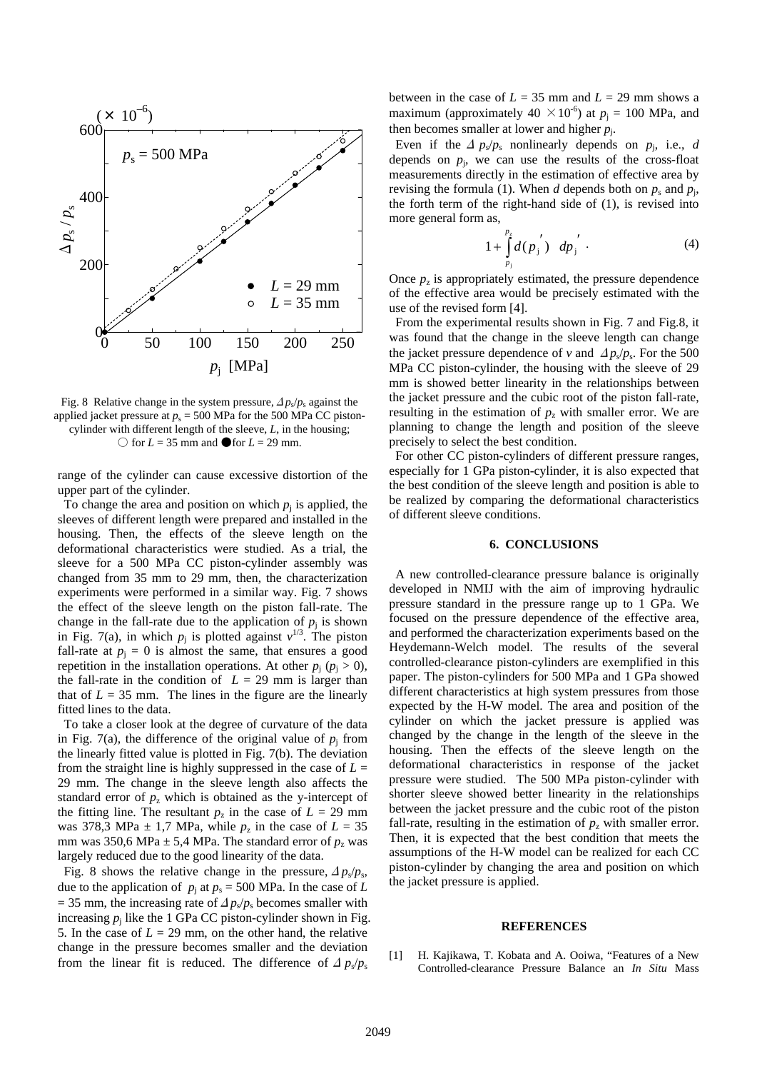Fig. 8 Relative change in the system pressure, $\Delta p_s/p_s$ against the applied jacket pressure at $p_s$ = 500 MPa for the 500 MPa CC piston-cylinder with different length of the sleeve, $L$, in the housing; ○ for $L$ = 35 mm and ● for $L$ = 29 mm.

range of the cylinder can cause excessive distortion of the upper part of the cylinder.

To change the area and position on which $p_j$ is applied, the sleeves of different length were prepared and installed in the housing. Then, the effects of the sleeve length on the deformational characteristics were studied. As a trial, the sleeve for a 500 MPa CC piston-cylinder assembly was changed from 35 mm to 29 mm, then, the characterization experiments were performed in a similar way. Fig. 7 shows the effect of the sleeve length on the piston fall-rate. The change in the fall-rate due to the application of $p_j$ is shown in Fig. 7(a), in which $p_j$ is plotted against $v^{1/3}$. The piston fall-rate at $p_j = 0$ is almost the same, that ensures a good repetition in the installation operations. At other $p_j$ ($p_j > 0$), the fall-rate in the condition of $L$ = 29 mm is larger than that of $L$ = 35 mm. The lines in the figure are the linearly fitted lines to the data.

To take a closer look at the degree of curvature of the data in Fig. 7(a), the difference of the original value of $p_j$ from the linearly fitted value is plotted in Fig. 7(b). The deviation from the straight line is highly suppressed in the case of $L$ = 29 mm. The change in the sleeve length also affects the standard error of $p_z$ which is obtained as the y-intercept of the fitting line. The resultant $p_z$ in the case of $L$ = 29 mm was 378,3 MPa ± 1,7 MPa, while $p_z$ in the case of $L$ = 35 mm was 350,6 MPa ± 5,4 MPa. The standard error of $p_z$ was largely reduced due to the good linearity of the data.

Fig. 8 shows the relative change in the pressure, $\Delta p_s/p_s$, due to the application of $p_j$ at $p_s$ = 500 MPa. In the case of $L$ = 35 mm, the increasing rate of $\Delta p_s/p_s$ becomes smaller with increasing $p_j$ like the 1 GPa CC piston-cylinder shown in Fig. 5. In the case of $L$ = 29 mm, on the other hand, the relative change in the pressure becomes smaller and the deviation from the linear fit is reduced. The difference of $\Delta p_s/p_s$ between in the case of $L$ = 35 mm and $L$ = 29 mm shows a maximum (approximately 40 $\times 10^{-6}$) at $p_j$ = 100 MPa, and then becomes smaller at lower and higher $p_j$.

Even if the $\Delta p_s/p_s$ nonlinearly depends on $p_j$, i.e., $d$ depends on $p_j$, we can use the results of the cross-float measurements directly in the estimation of effective area by revising the formula (1). When $d$ depends both on $p_s$ and $p_j$, the forth term of the right-hand side of (1), is revised into more general form as,

$$1 + \int_{p_j}^{p_z} d(p_j{}')\ dp_j{}' \ . \tag{4}$$

Once $p_z$ is appropriately estimated, the pressure dependence of the effective area would be precisely estimated with the use of the revised form [4].

From the experimental results shown in Fig. 7 and Fig.8, it was found that the change in the sleeve length can change the jacket pressure dependence of $v$ and $\Delta p_s/p_s$. For the 500 MPa CC piston-cylinder, the housing with the sleeve of 29 mm is showed better linearity in the relationships between the jacket pressure and the cubic root of the piston fall-rate, resulting in the estimation of $p_z$ with smaller error. We are planning to change the length and position of the sleeve precisely to select the best condition.

For other CC piston-cylinders of different pressure ranges, especially for 1 GPa piston-cylinder, it is also expected that the best condition of the sleeve length and position is able to be realized by comparing the deformational characteristics of different sleeve conditions.

## 6. CONCLUSIONS

A new controlled-clearance pressure balance is originally developed in NMIJ with the aim of improving hydraulic pressure standard in the pressure range up to 1 GPa. We focused on the pressure dependence of the effective area, and performed the characterization experiments based on the Heydemann-Welch model. The results of the several controlled-clearance piston-cylinders are exemplified in this paper. The piston-cylinders for 500 MPa and 1 GPa showed different characteristics at high system pressures from those expected by the H-W model. The area and position of the cylinder on which the jacket pressure is applied was changed by the change in the length of the sleeve in the housing. Then the effects of the sleeve length on the deformational characteristics in response of the jacket pressure were studied. The 500 MPa piston-cylinder with shorter sleeve showed better linearity in the relationships between the jacket pressure and the cubic root of the piston fall-rate, resulting in the estimation of $p_z$ with smaller error. Then, it is expected that the best condition that meets the assumptions of the H-W model can be realized for each CC piston-cylinder by changing the area and position on which the jacket pressure is applied.

## REFERENCES

[1] H. Kajikawa, T. Kobata and A. Ooiwa, "Features of a New Controlled-clearance Pressure Balance an *In Situ* Mass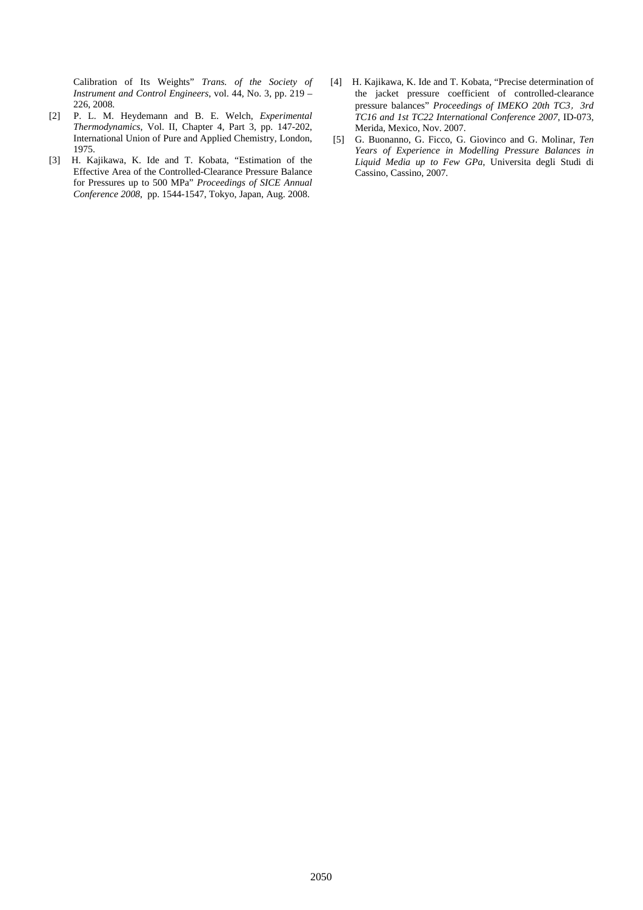Calibration of Its Weights" *Trans. of the Society of Instrument and Control Engineers*, vol. 44, No. 3, pp. 219 – 226, 2008.

[2] P. L. M. Heydemann and B. E. Welch, *Experimental Thermodynamics*, Vol. II, Chapter 4, Part 3, pp. 147-202, International Union of Pure and Applied Chemistry, London, 1975.

[3] H. Kajikawa, K. Ide and T. Kobata, "Estimation of the Effective Area of the Controlled-Clearance Pressure Balance for Pressures up to 500 MPa" *Proceedings of SICE Annual Conference 2008*, pp. 1544-1547, Tokyo, Japan, Aug. 2008.

[4] H. Kajikawa, K. Ide and T. Kobata, "Precise determination of the jacket pressure coefficient of controlled-clearance pressure balances" *Proceedings of IMEKO 20th TC3, 3rd TC16 and 1st TC22 International Conference 2007*, ID-073, Merida, Mexico, Nov. 2007.

[5] G. Buonanno, G. Ficco, G. Giovinco and G. Molinar, *Ten Years of Experience in Modelling Pressure Balances in Liquid Media up to Few GPa*, Universita degli Studi di Cassino, Cassino, 2007.